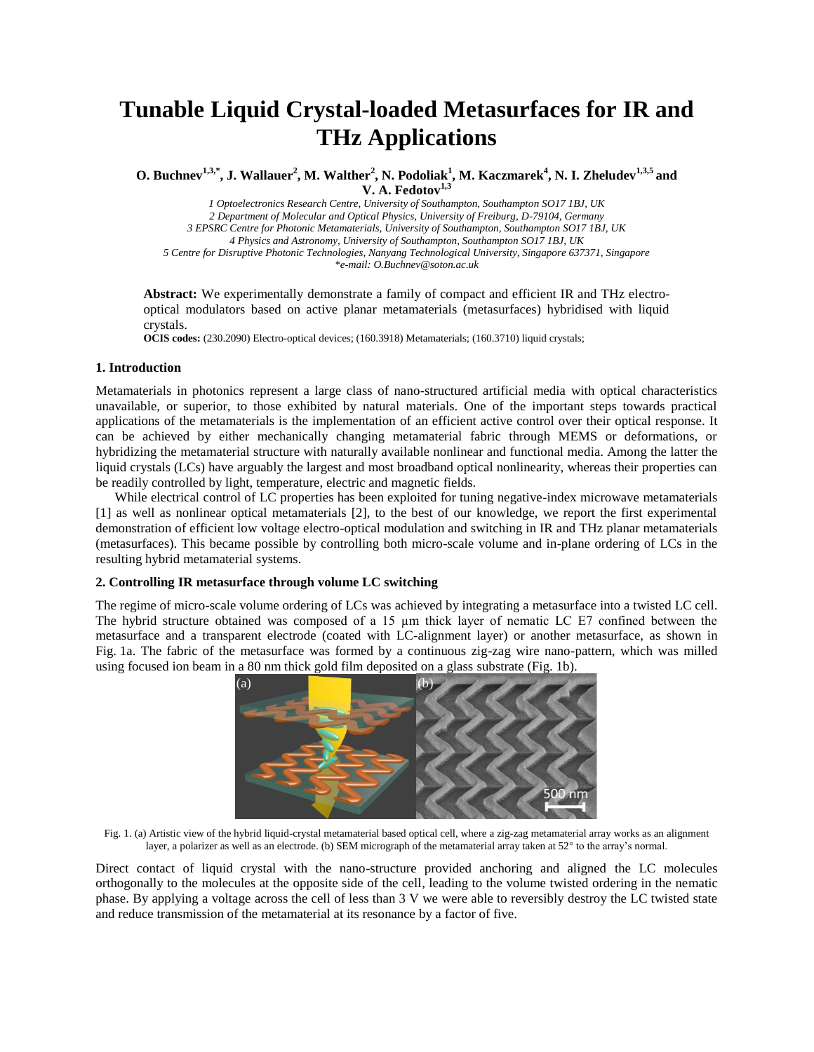# Tunable Liquid Crystal-loaded Metasurfaces for IR and THz Applications

**O. Buchnev[1,3,*], J. Wallauer[2], M. Walther[2], N. Podoliak[1], M. Kaczmarek[4], N. I. Zheludev[1,3,5] and V. A. Fedotov[1,3]**

*1 Optoelectronics Research Centre, University of Southampton, Southampton SO17 1BJ, UK*
*2 Department of Molecular and Optical Physics, University of Freiburg, D-79104, Germany*
*3 EPSRC Centre for Photonic Metamaterials, University of Southampton, Southampton SO17 1BJ, UK*
*4 Physics and Astronomy, University of Southampton, Southampton SO17 1BJ, UK*
*5 Centre for Disruptive Photonic Technologies, Nanyang Technological University, Singapore 637371, Singapore*
*\*e-mail: O.Buchnev@soton.ac.uk*

**Abstract:** We experimentally demonstrate a family of compact and efficient IR and THz electro-optical modulators based on active planar metamaterials (metasurfaces) hybridised with liquid crystals.

**OCIS codes:** (230.2090) Electro-optical devices; (160.3918) Metamaterials; (160.3710) liquid crystals;

### 1. Introduction

Metamaterials in photonics represent a large class of nano-structured artificial media with optical characteristics unavailable, or superior, to those exhibited by natural materials. One of the important steps towards practical applications of the metamaterials is the implementation of an efficient active control over their optical response. It can be achieved by either mechanically changing metamaterial fabric through MEMS or deformations, or hybridizing the metamaterial structure with naturally available nonlinear and functional media. Among the latter the liquid crystals (LCs) have arguably the largest and most broadband optical nonlinearity, whereas their properties can be readily controlled by light, temperature, electric and magnetic fields.

While electrical control of LC properties has been exploited for tuning negative-index microwave metamaterials [1] as well as nonlinear optical metamaterials [2], to the best of our knowledge, we report the first experimental demonstration of efficient low voltage electro-optical modulation and switching in IR and THz planar metamaterials (metasurfaces). This became possible by controlling both micro-scale volume and in-plane ordering of LCs in the resulting hybrid metamaterial systems.

### 2. Controlling IR metasurface through volume LC switching

The regime of micro-scale volume ordering of LCs was achieved by integrating a metasurface into a twisted LC cell. The hybrid structure obtained was composed of a 15 µm thick layer of nematic LC E7 confined between the metasurface and a transparent electrode (coated with LC-alignment layer) or another metasurface, as shown in Fig. 1a. The fabric of the metasurface was formed by a continuous zig-zag wire nano-pattern, which was milled using focused ion beam in a 80 nm thick gold film deposited on a glass substrate (Fig. 1b).

Fig. 1. (a) Artistic view of the hybrid liquid-crystal metamaterial based optical cell, where a zig-zag metamaterial array works as an alignment layer, a polarizer as well as an electrode. (b) SEM micrograph of the metamaterial array taken at 52° to the array's normal.

Direct contact of liquid crystal with the nano-structure provided anchoring and aligned the LC molecules orthogonally to the molecules at the opposite side of the cell, leading to the volume twisted ordering in the nematic phase. By applying a voltage across the cell of less than 3 V we were able to reversibly destroy the LC twisted state and reduce transmission of the metamaterial at its resonance by a factor of five.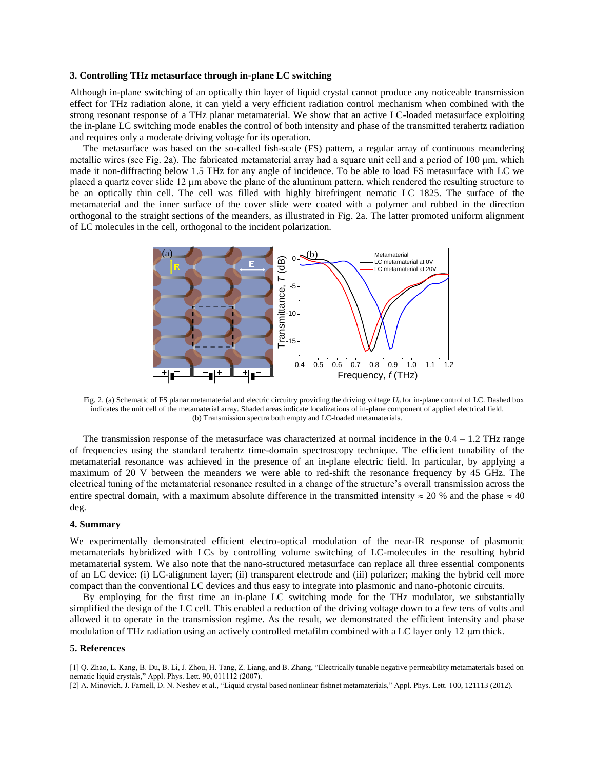### 3. Controlling THz metasurface through in-plane LC switching

Although in-plane switching of an optically thin layer of liquid crystal cannot produce any noticeable transmission effect for THz radiation alone, it can yield a very efficient radiation control mechanism when combined with the strong resonant response of a THz planar metamaterial. We show that an active LC-loaded metasurface exploiting the in-plane LC switching mode enables the control of both intensity and phase of the transmitted terahertz radiation and requires only a moderate driving voltage for its operation.

The metasurface was based on the so-called fish-scale (FS) pattern, a regular array of continuous meandering metallic wires (see Fig. 2a). The fabricated metamaterial array had a square unit cell and a period of 100 μm, which made it non-diffracting below 1.5 THz for any angle of incidence. To be able to load FS metasurface with LC we placed a quartz cover slide 12 μm above the plane of the aluminum pattern, which rendered the resulting structure to be an optically thin cell. The cell was filled with highly birefringent nematic LC 1825. The surface of the metamaterial and the inner surface of the cover slide were coated with a polymer and rubbed in the direction orthogonal to the straight sections of the meanders, as illustrated in Fig. 2a. The latter promoted uniform alignment of LC molecules in the cell, orthogonal to the incident polarization.

(a)
R
E

(b)
Metamaterial
LC metamaterial at 0V
LC metamaterial at 20V
Transmittance, $T$ (dB)
0
-5
-10
-15
0.4 0.5 0.6 0.7 0.8 0.9 1.0 1.1 1.2
Frequency, $f$ (THz)

Fig. 2. (a) Schematic of FS planar metamaterial and electric circuitry providing the driving voltage $U_0$ for in-plane control of LC. Dashed box indicates the unit cell of the metamaterial array. Shaded areas indicate localizations of in-plane component of applied electrical field. (b) Transmission spectra both empty and LC-loaded metamaterials.

The transmission response of the metasurface was characterized at normal incidence in the 0.4 – 1.2 THz range of frequencies using the standard terahertz time-domain spectroscopy technique. The efficient tunability of the metamaterial resonance was achieved in the presence of an in-plane electric field. In particular, by applying a maximum of 20 V between the meanders we were able to red-shift the resonance frequency by 45 GHz. The electrical tuning of the metamaterial resonance resulted in a change of the structure's overall transmission across the entire spectral domain, with a maximum absolute difference in the transmitted intensity ≈ 20 % and the phase ≈ 40 deg.

### 4. Summary

We experimentally demonstrated efficient electro-optical modulation of the near-IR response of plasmonic metamaterials hybridized with LCs by controlling volume switching of LC-molecules in the resulting hybrid metamaterial system. We also note that the nano-structured metasurface can replace all three essential components of an LC device: (i) LC-alignment layer; (ii) transparent electrode and (iii) polarizer; making the hybrid cell more compact than the conventional LC devices and thus easy to integrate into plasmonic and nano-photonic circuits.

By employing for the first time an in-plane LC switching mode for the THz modulator, we substantially simplified the design of the LC cell. This enabled a reduction of the driving voltage down to a few tens of volts and allowed it to operate in the transmission regime. As the result, we demonstrated the efficient intensity and phase modulation of THz radiation using an actively controlled metafilm combined with a LC layer only 12 μm thick.

### 5. References

[1] Q. Zhao, L. Kang, B. Du, B. Li, J. Zhou, H. Tang, Z. Liang, and B. Zhang, "Electrically tunable negative permeability metamaterials based on nematic liquid crystals," Appl. Phys. Lett. 90, 011112 (2007).

[2] A. Minovich, J. Farnell, D. N. Neshev et al., "Liquid crystal based nonlinear fishnet metamaterials," Appl. Phys. Lett. 100, 121113 (2012).